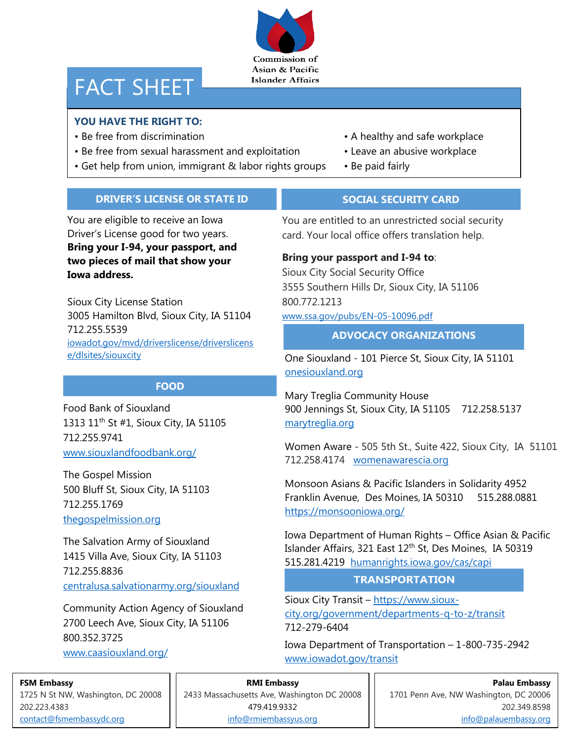Commission of Asian & Pacific Islander Affairs

# FACT SHEET

**YOU HAVE THE RIGHT TO:**

- Be free from discrimination
- Be free from sexual harassment and exploitation
- Get help from union, immigrant & labor rights groups
- A healthy and safe workplace
- Leave an abusive workplace
- Be paid fairly

## DRIVER'S LICENSE OR STATE ID

You are eligible to receive an Iowa Driver's License good for two years. **Bring your I-94, your passport, and two pieces of mail that show your Iowa address.**

Sioux City License Station
3005 Hamilton Blvd, Sioux City, IA 51104
712.255.5539
iowadot.gov/mvd/driverslicense/driverslicense/dlsites/siouxcity

## FOOD

Food Bank of Siouxland
1313 11th St #1, Sioux City, IA 51105
712.255.9741
www.siouxlandfoodbank.org/

The Gospel Mission
500 Bluff St, Sioux City, IA 51103
712.255.1769
thegospelmission.org

The Salvation Army of Siouxland
1415 Villa Ave, Sioux City, IA 51103
712.255.8836
centralusa.salvationarmy.org/siouxland

Community Action Agency of Siouxland
2700 Leech Ave, Sioux City, IA 51106
800.352.3725
www.caasiouxland.org/

## SOCIAL SECURITY CARD

You are entitled to an unrestricted social security card. Your local office offers translation help.

**Bring your passport and I-94 to**:
Sioux City Social Security Office
3555 Southern Hills Dr, Sioux City, IA 51106
800.772.1213
www.ssa.gov/pubs/EN-05-10096.pdf

## ADVOCACY ORGANIZATIONS

One Siouxland - 101 Pierce St, Sioux City, IA 51101
onesiouxland.org

Mary Treglia Community House
900 Jennings St, Sioux City, IA 51105 712.258.5137
marytreglia.org

Women Aware - 505 5th St., Suite 422, Sioux City, IA 51101
712.258.4174 womenawarescia.org

Monsoon Asians & Pacific Islanders in Solidarity 4952 Franklin Avenue, Des Moines, IA 50310 515.288.0881
https://monsooniowa.org/

Iowa Department of Human Rights – Office Asian & Pacific Islander Affairs, 321 East 12th St, Des Moines, IA 50319
515.281.4219 humanrights.iowa.gov/cas/capi

## TRANSPORTATION

Sioux City Transit – https://www.sioux-city.org/government/departments-q-to-z/transit
712-279-6404

Iowa Department of Transportation – 1-800-735-2942
www.iowadot.gov/transit

**FSM Embassy**
1725 N St NW, Washington, DC 20008
202.223.4383
contact@fsmembassydc.org

**RMI Embassy**
2433 Massachusetts Ave, Washington DC 20008
479.419.9332
info@rmiembassyus.org

**Palau Embassy**
1701 Penn Ave, NW Washington, DC 20006
202.349.8598
info@palauembassy.org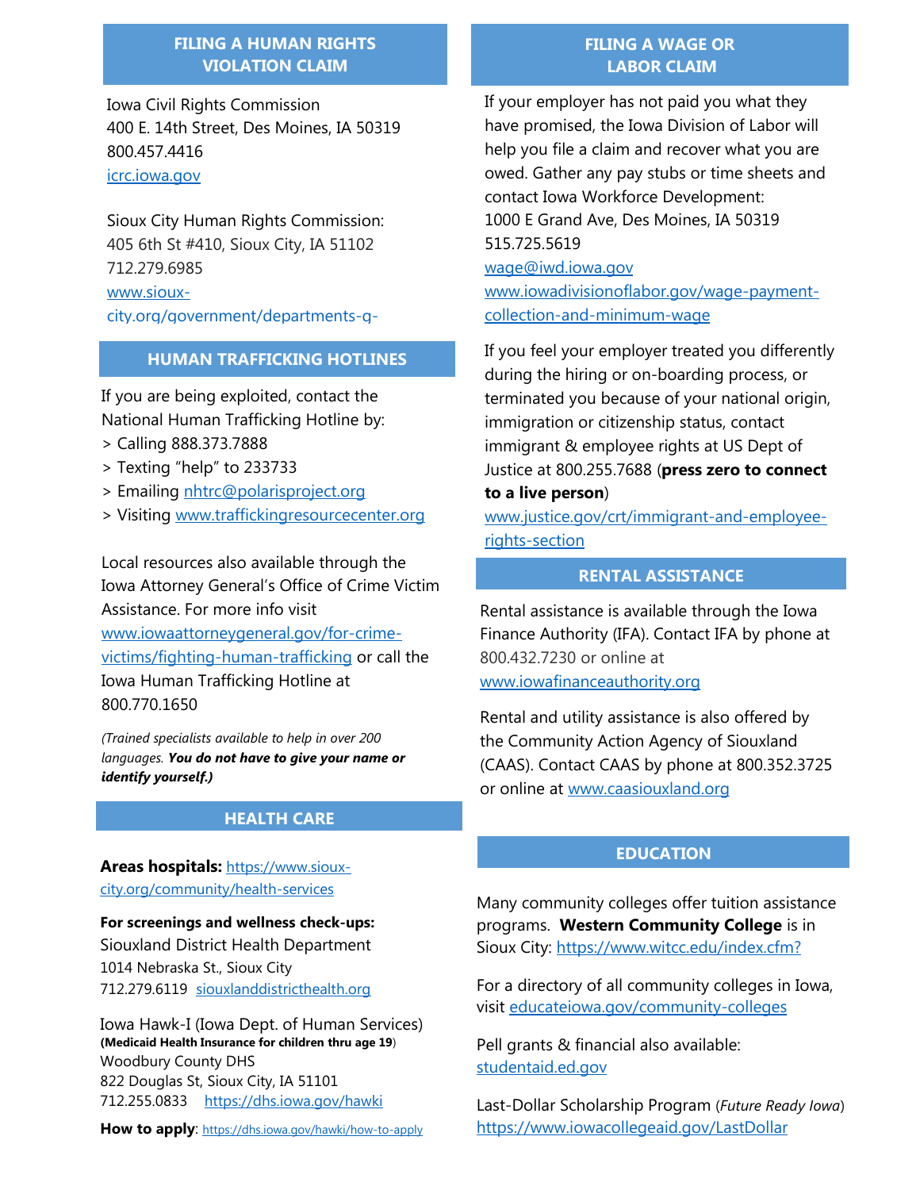## FILING A HUMAN RIGHTS VIOLATION CLAIM

Iowa Civil Rights Commission
400 E. 14th Street, Des Moines, IA 50319
800.457.4416
icrc.iowa.gov

Sioux City Human Rights Commission:
405 6th St #410, Sioux City, IA 51102
712.279.6985
www.sioux-city.org/government/departments-g-

## HUMAN TRAFFICKING HOTLINES

If you are being exploited, contact the National Human Trafficking Hotline by:

> Calling 888.373.7888
> Texting "help" to 233733
> Emailing nhtrc@polarisproject.org
> Visiting www.traffickingresourcecenter.org

Local resources also available through the Iowa Attorney General's Office of Crime Victim Assistance. For more info visit www.iowaattorneygeneral.gov/for-crime-victims/fighting-human-trafficking or call the Iowa Human Trafficking Hotline at 800.770.1650

*(Trained specialists available to help in over 200 languages. **You do not have to give your name or identify yourself.**)*

## HEALTH CARE

**Areas hospitals:** https://www.sioux-city.org/community/health-services

**For screenings and wellness check-ups:**
Siouxland District Health Department
1014 Nebraska St., Sioux City
712.279.6119 siouxlanddistricthealth.org

Iowa Hawk-I (Iowa Dept. of Human Services)
**(Medicaid Health Insurance for children thru age 19)**
Woodbury County DHS
822 Douglas St, Sioux City, IA 51101
712.255.0833 https://dhs.iowa.gov/hawki

**How to apply**: https://dhs.iowa.gov/hawki/how-to-apply

## FILING A WAGE OR LABOR CLAIM

If your employer has not paid you what they have promised, the Iowa Division of Labor will help you file a claim and recover what you are owed. Gather any pay stubs or time sheets and contact Iowa Workforce Development:
1000 E Grand Ave, Des Moines, IA 50319
515.725.5619
wage@iwd.iowa.gov
www.iowadivisionoflabor.gov/wage-payment-collection-and-minimum-wage

If you feel your employer treated you differently during the hiring or on-boarding process, or terminated you because of your national origin, immigration or citizenship status, contact immigrant & employee rights at US Dept of Justice at 800.255.7688 (**press zero to connect to a live person**)
www.justice.gov/crt/immigrant-and-employee-rights-section

## RENTAL ASSISTANCE

Rental assistance is available through the Iowa Finance Authority (IFA). Contact IFA by phone at 800.432.7230 or online at www.iowafinanceauthority.org

Rental and utility assistance is also offered by the Community Action Agency of Siouxland (CAAS). Contact CAAS by phone at 800.352.3725 or online at www.caasiouxland.org

## EDUCATION

Many community colleges offer tuition assistance programs. **Western Community College** is in Sioux City: https://www.witcc.edu/index.cfm?

For a directory of all community colleges in Iowa, visit educateiowa.gov/community-colleges

Pell grants & financial also available: studentaid.ed.gov

Last-Dollar Scholarship Program (*Future Ready Iowa*) https://www.iowacollegeaid.gov/LastDollar